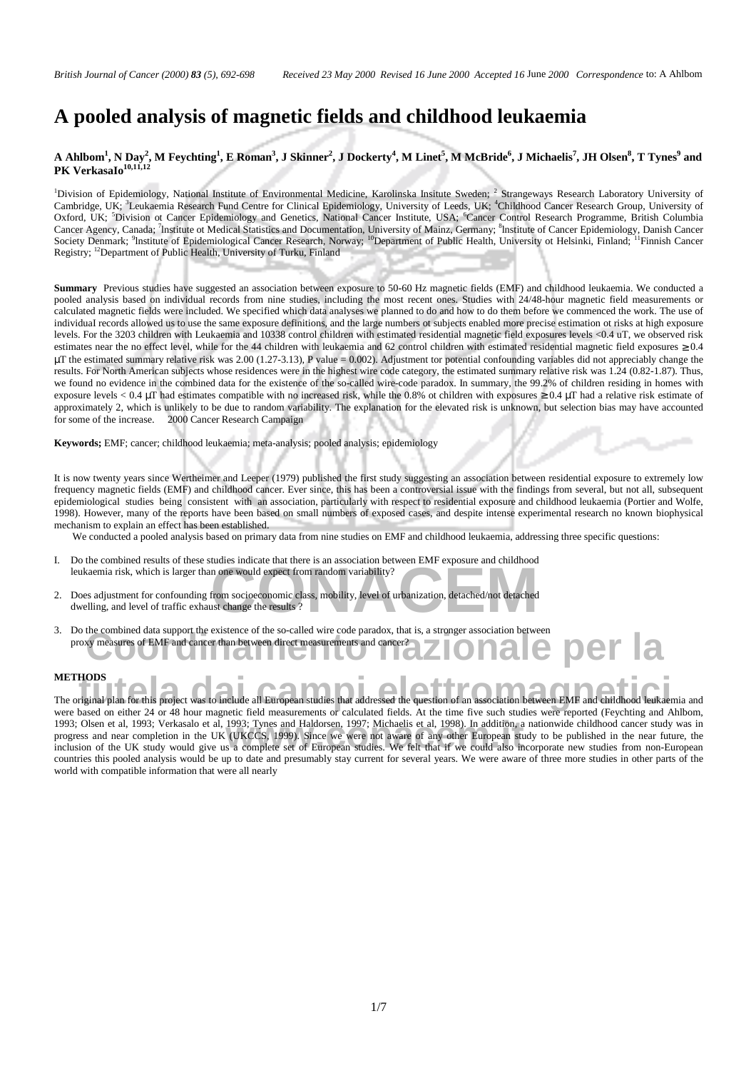*British Journal of Cancer (2000)* ***83*** *(5), 692-698* *Received 23 May 2000 Revised 16 June 2000 Accepted 16 June 2000* *Correspondence* to: A Ahlbom

# A pooled analysis of magnetic fields and childhood leukaemia

**A Ahlbom[1], N Day[2], M Feychting[1], E Roman[3], J Skinner[2], J Dockerty[4], M Linet[5], M McBride[6], J Michaelis[7], JH Olsen[8], T Tynes[9] and PK VerkasaIo[10,11,12]**

[1]Division of Epidemiology, National Institute of Environmental Medicine, Karolinska Insitute Sweden; [2] Strangeways Research Laboratory University of Cambridge, UK; [3]Leukaemia Research Fund Centre for Clinical Epidemiology, University of Leeds, UK; [4]Childhood Cancer Research Group, University of Oxford, UK; [5]Division ot Cancer Epidemiology and Genetics, National Cancer Institute, USA; [6]Cancer Control Research Programme, British Columbia Cancer Agency, Canada; [7]Institute ot Medical Statistics and Documentation, University of Mainz, Germany; [8]Institute of Cancer Epidemiology, Danish Cancer Society Denmark; [9]Institute of Epidemiological Cancer Research, Norway; [10]Department of Public Health, University ot Helsinki, Finland; [11]Finnish Cancer Registry; [12]Department of Public Health, University of Turku, Finland

**Summary** Previous studies have suggested an association between exposure to 50-60 Hz magnetic fields (EMF) and childhood leukaemia. We conducted a pooled analysis based on individual records from nine studies, including the most recent ones. Studies with 24/48-hour magnetic field measurements or calculated magnetic fields were included. We specified which data analyses we planned to do and how to do them before we commenced the work. The use of individuaI records allowed us to use the same exposure definitions, and the large numbers ot subjects enabled more precise estimation ot risks at high exposure levels. For the 3203 children with Leukaemia and 10338 control children with estimated residential magnetic field exposures levels <0.4 uT, we observed risk estimates near the no effect level, while for the 44 children with leukaemia and 62 control children with estimated residential magnetic field exposures $\geq$ 0.4 μT the estimated summary relative risk was 2.00 (1.27-3.13), P value = 0.002). Adjustment tor potential confounding variables did not appreciably change the results. For North American subjects whose residences were in the highest wire code category, the estimated summary relative risk was 1.24 (0.82-1.87). Thus, we found no evidence in the combined data for the existence of the so-called wire-code paradox. In summary, the 99.2% of children residing in homes with exposure levels < 0.4 μT had estimates compatible with no increased risk, while the 0.8% ot children with exposures $\geq$ 0.4 μT had a relative risk estimate of approximately 2, which is unlikely to be due to random variability. The explanation for the elevated risk is unknown, but selection bias may have accounted for some of the increase. 2000 Cancer Research Campaign

**Keywords;** EMF; cancer; childhood leukaemia; meta-analysis; pooled analysis; epidemiology

It is now twenty years since Wertheimer and Leeper (1979) published the first study suggesting an association between residential exposure to extremely low frequency magnetic fields (EMF) and childhood cancer. Ever since, this has been a controversial issue with the findings from several, but not all, subsequent epidemiological studies being consistent with an association, particularly with respect to residential exposure and childhood leukaemia (Portier and Wolfe, 1998). However, many of the reports have been based on small numbers of exposed cases, and despite intense experimental research no known biophysical mechanism to explain an effect has been established.

We conducted a pooled analysis based on primary data from nine studies on EMF and childhood leukaemia, addressing three specific questions:

I. Do the combined results of these studies indicate that there is an association between EMF exposure and childhood leukaemia risk, which is larger than one would expect from random variability?

2. Does adjustment for confounding from socioeconomic class, mobility, level of urbanization, detached/not detached dwelling, and level of traffic exhaust change the results ?

3. Do the combined data support the existence of the so-called wire code paradox, that is, a stronger association between proxy measures of EMF and cancer than between direct measurements and cancer?

## METHODS

The original plan for this project was to include all European studies that addressed the question of an association between EMF and childhood leukaemia and were based on either 24 or 48 hour magnetic field measurements or calculated fields. At the time five such studies were reported (Feychting and Ahlbom, 1993; Olsen et al, 1993; Verkasalo et al, 1993; Tynes and Haldorsen, 1997; Michaelis et al, 1998). In addition, a nationwide childhood cancer study was in progress and near completion in the UK (UKCCS, 1999). Since we were not aware of any other European study to be published in the near future, the inclusion of the UK study would give us a complete set of European studies. We felt that if we could also incorporate new studies from non-European countries this pooled analysis would be up to date and presumably stay current for several years. We were aware of three more studies in other parts of the world with compatible information that were all nearly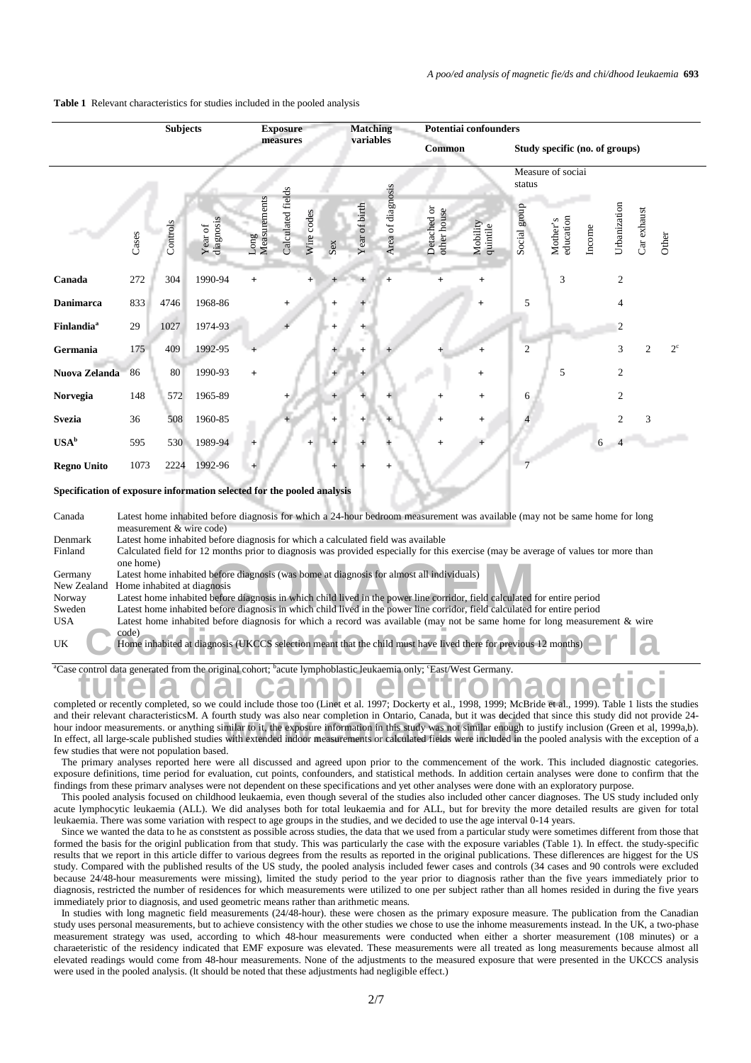**Table 1** Relevant characteristics for studies included in the pooled analysis

| | Subjects | | | Exposure measures | | | Matching variables | | | Potentiai confounders | | | | | | | |
|---|---|---|---|---|---|---|---|---|---|---|---|---|---|---|---|---|---|
| | | | | | | | | | | Common | | Study specific (no. of groups) | | | | | |
| | | | | | | | | | | | | Measure of sociai status | | | | | |
| | Cases | Controls | Year of diagnosis | Long Measurements | Calculated fields | Wire codes | Sex | Year of birth | Area of diagnosis | Detached or other house | Mobility quintile | Social group | Mother's education | Income | Urbanization | Car exhaust | Other |
| **Canada** | 272 | 304 | 1990-94 | + | | + | + | + | + | + | + | | 3 | | 2 | | |
| **Danimarca** | 833 | 4746 | 1968-86 | | + | | + | + | | | + | 5 | | | 4 | | |
| **Finlandia**[a] | 29 | 1027 | 1974-93 | | + | | + | + | | | | | | | 2 | | |
| **Germania** | 175 | 409 | 1992-95 | + | | | + | + | + | + | + | 2 | | | 3 | 2 | 2[c] |
| **Nuova Zelanda** | 86 | 80 | 1990-93 | + | | | + | + | | | + | | 5 | | 2 | | |
| **Norvegia** | 148 | 572 | 1965-89 | | + | | + | + | + | + | + | 6 | | | 2 | | |
| **Svezia** | 36 | 508 | 1960-85 | | + | | + | + | + | + | + | 4 | | | 2 | 3 | |
| **USA**[b] | 595 | 530 | 1989-94 | + | | + | + | + | + | + | + | | | 6 | 4 | | |
| **Regno Unito** | 1073 | 2224 | 1992-96 | + | | | + | + | + | | | 7 | | | | | |

**Specification of exposure information selected for the pooled analysis**

| | |
|---|---|
| Canada | Latest home inhabited before diagnosis for which a 24-hour bedroom measurement was available (may not be same home for long measurement & wire code) |
| Denmark | Latest home inhabited before diagnosis for which a calculated field was available |
| Finland | Calculated field for 12 months prior to diagnosis was provided especially for this exercise (may be average of values tor more than one home) |
| Germany | Latest home inhabited before diagnosis (was bome at diagnosis for almost all individuals) |
| New Zealand | Home inhabited at diagnosis |
| Norway | Latest home inhabited before diagnosis in which child lived in the power line corridor, field calculated for entire period |
| Sweden | Latest home inhabited before diagnosis in which child lived in the power line corridor, field calculated for entire period |
| USA | Latest home inhabited before diagnosis for which a record was available (may not be same home for long measurement & wire code) |
| UK | Home inhabited at diagnosis (UKCCS selection meant that the child must have lived there for previous 12 months) |

[a]Case control data generated from the original cohort; [b]acute lymphoblastic leukaemia only; [c]East/West Germany.

completed or recently completed, so we could include those too (Linet et al. 1997; Dockerty et al., 1998, 1999; McBride et al., 1999). Table 1 lists the studies and their relevant characteristicsM. A fourth study was also near completion in Ontario, Canada, but it was decided that since this study did not provide 24-hour indoor measurements. or anything similar to it, the exposure information in this study was not similar enough to justify inclusion (Green et al, 1999a,b). In effect, all large-scale published studies with extended indoor measurements or calculated fields were included in the pooled analysis with the exception of a few studies that were not population based.

The primary analyses reported here were all discussed and agreed upon prior to the commencement of the work. This included diagnostic categories. exposure definitions, time period for evaluation, cut points, confounders, and statistical methods. In addition certain analyses were done to confirm that the findings from these primarv analyses were not dependent on these specifications and yet other analyses were done with an exploratory purpose.

This pooled analysis focused on childhood leukaemia, even though several of the studies also included other cancer diagnoses. The US study included only acute lymphocytic leukaemia (ALL). We did analyses both for total leukaemia and for ALL, but for brevity the more detailed results are given for total leukaemia. There was some variation with respect to age groups in the studies, and we decided to use the age interval 0-14 years.

Since we wanted the data to he as conststent as possible across studies, the data that we used from a particular study were sometimes different from those that formed the basis for the originl publication from that study. This was particularly the case with the exposure variables (Table 1). In effect. the study-specific results that we report in this article differ to various degrees from the results as reported in the original publications. These diflerences are biggest for the US study. Compared with the published results of the US study, the pooled analysis included fewer cases and controls (34 cases and 90 controls were excluded because 24/48-hour measurements were missing), limited the study period to the year prior to diagnosis rather than the five years immediately prior to diagnosis, restricted the number of residences for which measurements were utilized to one per subject rather than all homes resided in during the five years immediately prior to diagnosis, and used geometric means rather than arithmetic means.

In studies with long magnetic field measurements (24/48-hour). these were chosen as the primary exposure measure. The publication from the Canadian study uses personal measurements, but to achieve consistency with the other studies we chose to use the inhome measurements instead. In the UK, a two-phase measurement strategy was used, according to which 48-hour measurements were conducted when either a shorter measurement (108 minutes) or a charaeteristic of the residency indicated that EMF exposure was elevated. These measurements were all treated as long measurements because almost all elevated readings would come from 48-hour measurements. None of the adjustments to the measured exposure that were presented in the UKCCS analysis were used in the pooled analysis. (lt should be noted that these adjustments had negligible effect.)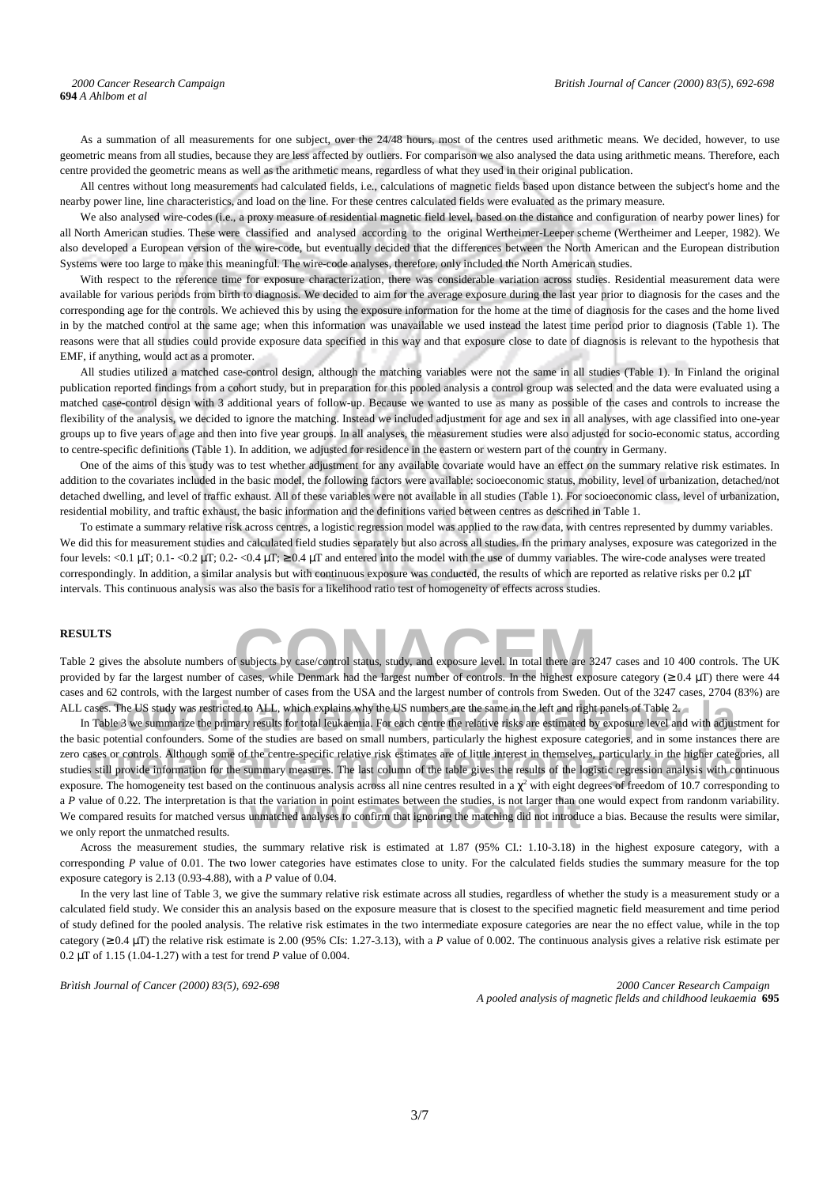As a summation of all measurements for one subject, over the 24/48 hours, most of the centres used arithmetic means. We decided, however, to use geometric means from all studies, because they are less affected by outliers. For comparison we also analysed the data using arithmetic means. Therefore, each centre provided the geometric means as well as the arithmetic means, regardless of what they used in their original publication.

All centres without long measurements had calculated fields, i.e., calculations of magnetic fields based upon distance between the subject's home and the nearby power line, line characteristics, and load on the line. For these centres calculated fields were evaluated as the primary measure.

We also analysed wire-codes (i.e., a proxy measure of residential magnetic field level, based on the distance and configuration of nearby power lines) for all North American studies. These were classified and analysed according to the original Wertheimer-Leeper scheme (Wertheimer and Leeper, 1982). We also developed a European version of the wire-code, but eventually decided that the differences between the North American and the European distribution Systems were too large to make this meaningful. The wire-code analyses, therefore, only included the North American studies.

With respect to the reference time for exposure characterization, there was considerable variation across studies. Residential measurement data were available for various periods from birth to diagnosis. We decided to aim for the average exposure during the last year prior to diagnosis for the cases and the corresponding age for the controls. We achieved this by using the exposure information for the home at the time of diagnosis for the cases and the home lived in by the matched control at the same age; when this information was unavailable we used instead the latest time period prior to diagnosis (Table 1). The reasons were that all studies could provide exposure data specified in this way and that exposure close to date of diagnosis is relevant to the hypothesis that EMF, if anything, would act as a promoter.

All studies utilized a matched case-control design, although the matching variables were not the same in all studies (Table 1). In Finland the original publication reported findings from a cohort study, but in preparation for this pooled analysis a control group was selected and the data were evaluated using a matched case-control design with 3 additional years of follow-up. Because we wanted to use as many as possible of the cases and controls to increase the flexibility of the analysis, we decided to ignore the matching. Instead we included adjustment for age and sex in all analyses, with age classified into one-year groups up to five years of age and then into five year groups. In all analyses, the measurement studies were also adjusted for socio-economic status, according to centre-specific definitions (Table 1). In addition, we adjusted for residence in the eastern or western part of the country in Germany.

One of the aims of this study was to test whether adjustment for any available covariate would have an effect on the summary relative risk estimates. In addition to the covariates included in the basic model, the following factors were available: socioeconomic status, mobility, level of urbanization, detached/not detached dwelling, and level of traffic exhaust. All of these variables were not available in all studies (Table 1). For socioeconomic class, level of urbanization, residential mobility, and traffic exhaust, the basic information and the definitions varied between centres as described in Table 1.

To estimate a summary relative risk across centres, a logistic regression model was applied to the raw data, with centres represented by dummy variables. We did this for measurement studies and calculated field studies separately but also across all studies. In the primary analyses, exposure was categorized in the four levels: <0.1 μT; 0.1- <0.2 μT; 0.2- <0.4 μT; ≥ 0.4 μT and entered into the model with the use of dummy variables. The wire-code analyses were treated correspondingly. In addition, a similar analysis but with continuous exposure was conducted, the results of which are reported as relative risks per 0.2 μT intervals. This continuous analysis was also the basis for a likelihood ratio test of homogeneity of effects across studies.

## RESULTS

Table 2 gives the absolute numbers of subjects by case/control status, study, and exposure level. In total there are 3247 cases and 10 400 controls. The UK provided by far the largest number of cases, while Denmark had the largest number of controls. In the highest exposure category (≥ 0.4 μT) there were 44 cases and 62 controls, with the largest number of cases from the USA and the largest number of controls from Sweden. Out of the 3247 cases, 2704 (83%) are ALL cases. The US study was restricted to ALL, which explains why the US numbers are the same in the left and right panels of Table 2.

In Table 3 we summarize the primary results for total leukaemia. For each centre the relative risks are estimated by exposure level and with adjustment for the basic potential confounders. Some of the studies are based on small numbers, particularly the highest exposure categories, and in some instances there are zero cases or controls. Although some of the centre-specific relative risk estimates are of little interest in themselves, particularly in the higher categories, all studies still provide information for the summary measures. The last column of the table gives the results of the logistic regression analysis with continuous exposure. The homogeneity test based on the continuous analysis across all nine centres resulted in a $\chi^2$ with eight degrees of freedom of 10.7 corresponding to a *P* value of 0.22. The interpretation is that the variation in point estimates between the studies, is not larger than one would expect from randonm variability. We compared results for matched versus unmatched analyses to confirm that ignoring the matching did not introduce a bias. Because the results were similar, we only report the unmatched results.

Across the measurement studies, the summary relative risk is estimated at 1.87 (95% CI.: 1.10-3.18) in the highest exposure category, with a corresponding *P* value of 0.01. The two lower categories have estimates close to unity. For the calculated fields studies the summary measure for the top exposure category is 2.13 (0.93-4.88), with a *P* value of 0.04.

In the very last line of Table 3, we give the summary relative risk estimate across all studies, regardless of whether the study is a measurement study or a calculated field study. We consider this an analysis based on the exposure measure that is closest to the specified magnetic field measurement and time period of study defined for the pooled analysis. The relative risk estimates in the two intermediate exposure categories are near the no effect value, while in the top category (≥ 0.4 μT) the relative risk estimate is 2.00 (95% CIs: 1.27-3.13), with a *P* value of 0.002. The continuous analysis gives a relative risk estimate per 0.2 μT of 1.15 (1.04-1.27) with a test for trend *P* value of 0.004.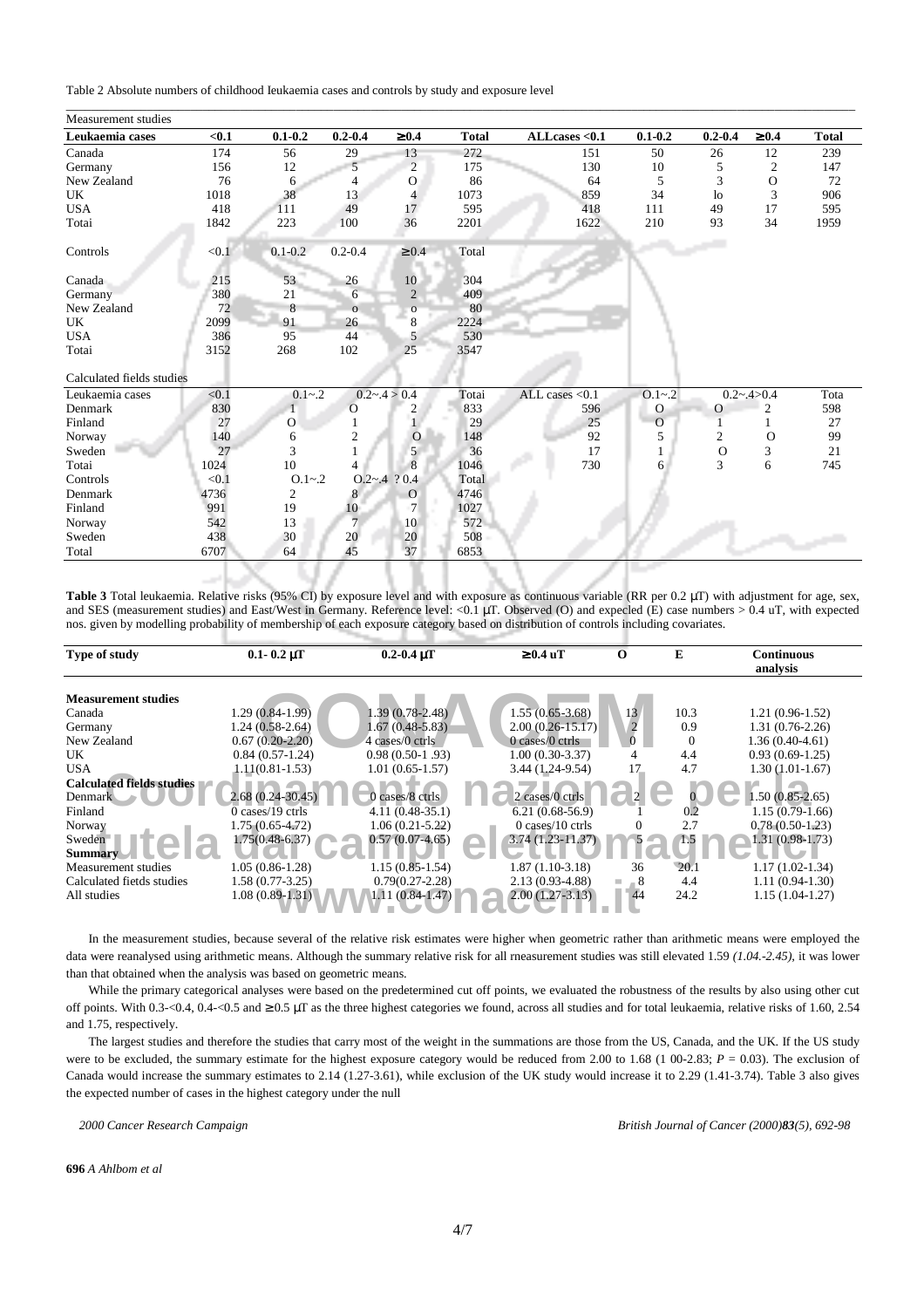Table 2 Absolute numbers of childhood Ieukaemia cases and controls by study and exposure level

| Measurement studies | | | | | | | | | | |
|---|---|---|---|---|---|---|---|---|---|---|
| **Leukaemia cases** | **<0.1** | **0.1-0.2** | **0.2-0.4** | **≥0.4** | **Total** | **ALLcases <0.1** | **0.1-0.2** | **0.2-0.4** | **≥0.4** | **Total** |
| Canada | 174 | 56 | 29 | 13 | 272 | 151 | 50 | 26 | 12 | 239 |
| Germany | 156 | 12 | 5 | 2 | 175 | 130 | 10 | 5 | 2 | 147 |
| New Zealand | 76 | 6 | 4 | O | 86 | 64 | 5 | 3 | O | 72 |
| UK | 1018 | 38 | 13 | 4 | 1073 | 859 | 34 | lo | 3 | 906 |
| USA | 418 | 111 | 49 | 17 | 595 | 418 | 111 | 49 | 17 | 595 |
| Totai | 1842 | 223 | 100 | 36 | 2201 | 1622 | 210 | 93 | 34 | 1959 |
| Controls | <0.1 | 0.1-0.2 | 0.2-0.4 | ≥0.4 | Total | | | | | |
| Canada | 215 | 53 | 26 | 10 | 304 | | | | | |
| Germany | 380 | 21 | 6 | 2 | 409 | | | | | |
| New Zealand | 72 | 8 | o | o | 80 | | | | | |
| UK | 2099 | 91 | 26 | 8 | 2224 | | | | | |
| USA | 386 | 95 | 44 | 5 | 530 | | | | | |
| Totai | 3152 | 268 | 102 | 25 | 3547 | | | | | |
| Calculated fields studies | | | | | | | | | | |
| Leukaemia cases | <0.1 | 0.1~.2 | 0.2~.4 | > 0.4 | Totai | ALL cases <0.1 | O.1~.2 | 0.2~.4 | >0.4 | Tota |
| Denmark | 830 | 1 | O | 2 | 833 | 596 | O | O | 2 | 598 |
| Finland | 27 | O | 1 | 1 | 29 | 25 | O | 1 | 1 | 27 |
| Norway | 140 | 6 | 2 | O | 148 | 92 | 5 | 2 | O | 99 |
| Sweden | 27 | 3 | 1 | 5 | 36 | 17 | 1 | O | 3 | 21 |
| Totai | 1024 | 10 | 4 | 8 | 1046 | 730 | 6 | 3 | 6 | 745 |
| Controls | <0.1 | O.1~.2 | O.2~.4 | ? 0.4 | Total | | | | | |
| Denmark | 4736 | 2 | 8 | O | 4746 | | | | | |
| Finland | 991 | 19 | 10 | 7 | 1027 | | | | | |
| Norway | 542 | 13 | 7 | 10 | 572 | | | | | |
| Sweden | 438 | 30 | 20 | 20 | 508 | | | | | |
| Total | 6707 | 64 | 45 | 37 | 6853 | | | | | |

**Table 3** Total leukaemia. Relative risks (95% CI) by exposure level and with exposure as continuous variable (RR per 0.2 μT) with adjustment for age, sex, and SES (measurement studies) and East/West in Germany. Reference level: <0.1 μT. Observed (O) and expecled (E) case numbers > 0.4 uT, with expected nos. given by modelling probability of membership of each exposure category based on distribution of controls including covariates.

| Type of study | 0.1- 0.2 μT | 0.2-0.4 μT | ≥0.4 uT | O | E | Continuous analysis |
|---|---|---|---|---|---|---|
| **Measurement studies** | | | | | | |
| Canada | 1.29 (0.84-1.99) | 1.39 (0.78-2.48) | 1.55 (0.65-3.68) | 13 | 10.3 | 1.21 (0.96-1.52) |
| Germany | 1.24 (0.58-2.64) | 1.67 (0.48-5.83) | 2.00 (0.26-15.17) | 2 | 0.9 | 1.31 (0.76-2.26) |
| New Zealand | 0.67 (0.20-2.20) | 4 cases/0 ctrls | 0 cases/0 ctrls | 0 | 0 | 1.36 (0.40-4.61) |
| UK | 0.84 (0.57-1.24) | 0.98 (0.50-1 .93) | 1.00 (0.30-3.37) | 4 | 4.4 | 0.93 (0.69-1.25) |
| USA | 1.11(0.81-1.53) | 1.01 (0.65-1.57) | 3.44 (1.24-9.54) | 17 | 4.7 | 1.30 (1.01-1.67) |
| **Calculated fields studies** | | | | | | |
| Denmark | 2.68 (0.24-30.45) | 0 cases/8 ctrls | 2 cases/0 ctrls | 2 | 0 | 1.50 (0.85-2.65) |
| Finland | 0 cases/19 ctrls | 4.11 (0.48-35.1) | 6.21 (0.68-56.9) | 1 | 0.2 | 1.15 (0.79-1.66) |
| Norway | 1.75 (0.65-4.72) | 1.06 (0.21-5.22) | 0 cases/10 ctrls | 0 | 2.7 | 0.78 (0.50-1.23) |
| Sweden | 1.75(0.48-6.37) | 0.57 (0.07-4.65) | 3.74 (1.23-11.37) | 5 | 1.5 | 1.31 (0.98-1.73) |
| **Summary** | | | | | | |
| Measurement studies | 1.05 (0.86-1.28) | 1.15 (0.85-1.54) | 1.87 (1.10-3.18) | 36 | 20.1 | 1.17 (1.02-1.34) |
| Calculated fietds studies | 1.58 (0.77-3.25) | 0.79(0.27-2.28) | 2.13 (0.93-4.88) | 8 | 4.4 | 1.11 (0.94-1.30) |
| All studies | 1.08 (0.89-1.31) | 1.11 (0.84-1.47) | 2.00 (1.27-3.13) | 44 | 24.2 | 1.15 (1.04-1.27) |

In the measurement studies, because several of the relative risk estimates were higher when geometric rather than arithmetic means were employed the data were reanalysed using arithmetic means. Although the summary relative risk for all rneasurement studies was still elevated 1.59 *(1.04.-2.45)*, it was lower than that obtained when the analysis was based on geometric means.

While the primary categorical analyses were based on the predetermined cut off points, we evaluated the robustness of the results by also using other cut off points. With 0.3-<0.4, 0.4-<0.5 and ≥0.5 μT as the three highest categories we found, across all studies and for total leukaemia, relative risks of 1.60, 2.54 and 1.75, respectively.

The largest studies and therefore the studies that carry most of the weight in the summations are those from the US, Canada, and the UK. If the US study were to be excluded, the summary estimate for the highest exposure category would be reduced from 2.00 to 1.68 (1 00-2.83; $P = 0.03$). The exclusion of Canada would increase the summary estimates to 2.14 (1.27-3.61), while exclusion of the UK study would increase it to 2.29 (1.41-3.74). Table 3 also gives the expected number of cases in the highest category under the null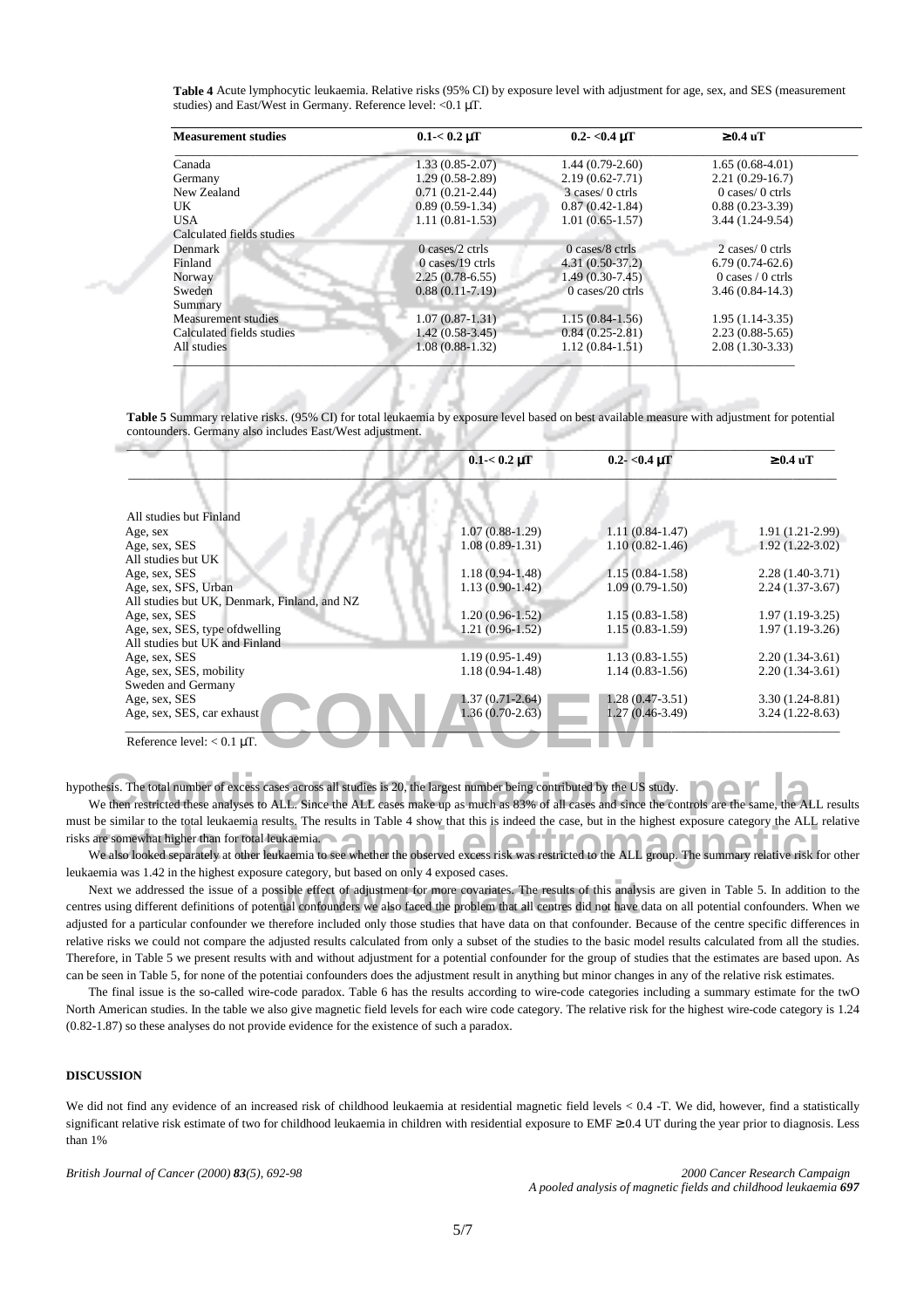**Table 4** Acute lymphocytic leukaemia. Relative risks (95% CI) by exposure level with adjustment for age, sex, and SES (measurement studies) and East/West in Germany. Reference level: <0.1 μT.

| Measurement studies | 0.1-< 0.2 μT | 0.2- <0.4 μT | ≥0.4 uT |
|---|---|---|---|
| Canada | 1.33 (0.85-2.07) | 1.44 (0.79-2.60) | 1.65 (0.68-4.01) |
| Germany | 1.29 (0.58-2.89) | 2.19 (0.62-7.71) | 2.21 (0.29-16.7) |
| New Zealand | 0.71 (0.21-2.44) | 3 cases/ 0 ctrls | 0 cases/ 0 ctrls |
| UK | 0.89 (0.59-1.34) | 0.87 (0.42-1.84) | 0.88 (0.23-3.39) |
| USA | 1.11 (0.81-1.53) | 1.01 (0.65-1.57) | 3.44 (1.24-9.54) |
| Calculated fields studies | | | |
| Denmark | 0 cases/2 ctrls | 0 cases/8 ctrls | 2 cases/ 0 ctrls |
| Finland | 0 cases/19 ctrls | 4.31 (0.50-37.2) | 6.79 (0.74-62.6) |
| Norway | 2.25 (0.78-6.55) | 1.49 (0.30-7.45) | 0 cases / 0 ctrls |
| Sweden | 0.88 (0.11-7.19) | 0 cases/20 ctrls | 3.46 (0.84-14.3) |
| Summary | | | |
| Measurement studies | 1.07 (0.87-1.31) | 1.15 (0.84-1.56) | 1.95 (1.14-3.35) |
| Calculated fields studies | 1.42 (0.58-3.45) | 0.84 (0.25-2.81) | 2.23 (0.88-5.65) |
| All studies | 1.08 (0.88-1.32) | 1.12 (0.84-1.51) | 2.08 (1.30-3.33) |

**Table 5** Summary relative risks. (95% CI) for total leukaemia by exposure level based on best available measure with adjustment for potential contounders. Germany also includes East/West adjustment.

| | 0.1-< 0.2 μT | 0.2- <0.4 μT | ≥0.4 uT |
|---|---|---|---|
| All studies but Finland | | | |
| Age, sex | 1.07 (0.88-1.29) | 1.11 (0.84-1.47) | 1.91 (1.21-2.99) |
| Age, sex, SES | 1.08 (0.89-1.31) | 1.10 (0.82-1.46) | 1.92 (1.22-3.02) |
| All studies but UK | | | |
| Age, sex, SES | 1.18 (0.94-1.48) | 1.15 (0.84-1.58) | 2.28 (1.40-3.71) |
| Age, sex, SFS, Urban | 1.13 (0.90-1.42) | 1.09 (0.79-1.50) | 2.24 (1.37-3.67) |
| All studies but UK, Denmark, Finland, and NZ | | | |
| Age, sex, SES | 1.20 (0.96-1.52) | 1.15 (0.83-1.58) | 1.97 (1.19-3.25) |
| Age, sex, SES, type ofdwelling | 1.21 (0.96-1.52) | 1.15 (0.83-1.59) | 1.97 (1.19-3.26) |
| All studies but UK and Finland | | | |
| Age, sex, SES | 1.19 (0.95-1.49) | 1.13 (0.83-1.55) | 2.20 (1.34-3.61) |
| Age, sex, SES, mobility | 1.18 (0.94-1.48) | 1.14 (0.83-1.56) | 2.20 (1.34-3.61) |
| Sweden and Germany | | | |
| Age, sex, SES | 1.37 (0.71-2.64) | 1.28 (0.47-3.51) | 3.30 (1.24-8.81) |
| Age, sex, SES, car exhaust | 1.36 (0.70-2.63) | 1.27 (0.46-3.49) | 3.24 (1.22-8.63) |

Reference level: < 0.1 μT.

hypothesis. The total number of excess cases across all studies is 20, the largest number being contributed by the US study.

We then restricted these analyses to ALL. Since the ALL cases make up as much as 83% of all cases and since the controls are the same, the ALL results must be similar to the total leukaemia results. The results in Table 4 show that this is indeed the case, but in the highest exposure category the ALL relative risks are somewhat higher than for total leukaemia.

We also looked separately at other leukaemia to see whether the observed excess risk was restricted to the ALL group. The summary relative risk for other leukaemia was 1.42 in the highest exposure category, but based on only 4 exposed cases.

Next we addressed the issue of a possible effect of adjustment for more covariates. The results of this analysis are given in Table 5. In addition to the centres using different definitions of potential confounders we also faced the problem that all centres did not have data on all potential confounders. When we adjusted for a particular confounder we therefore included only those studies that have data on that confounder. Because of the centre specific differences in relative risks we could not compare the adjusted results calculated from only a subset of the studies to the basic model results calculated from all the studies. Therefore, in Table 5 we present results with and without adjustment for a potential confounder for the group of studies that the estimates are based upon. As can be seen in Table 5, for none of the potentiai confounders does the adjustment result in anything but minor changes in any of the relative risk estimates.

The final issue is the so-called wire-code paradox. Table 6 has the results according to wire-code categories including a summary estimate for the twO North American studies. In the table we also give magnetic field levels for each wire code category. The relative risk for the highest wire-code category is 1.24 (0.82-1.87) so these analyses do not provide evidence for the existence of such a paradox.

## DISCUSSION

We did not find any evidence of an increased risk of childhood leukaemia at residential magnetic field levels < 0.4 -T. We did, however, find a statistically significant relative risk estimate of two for childhood leukaemia in children with residential exposure to EMF ≥ 0.4 UT during the year prior to diagnosis. Less than 1%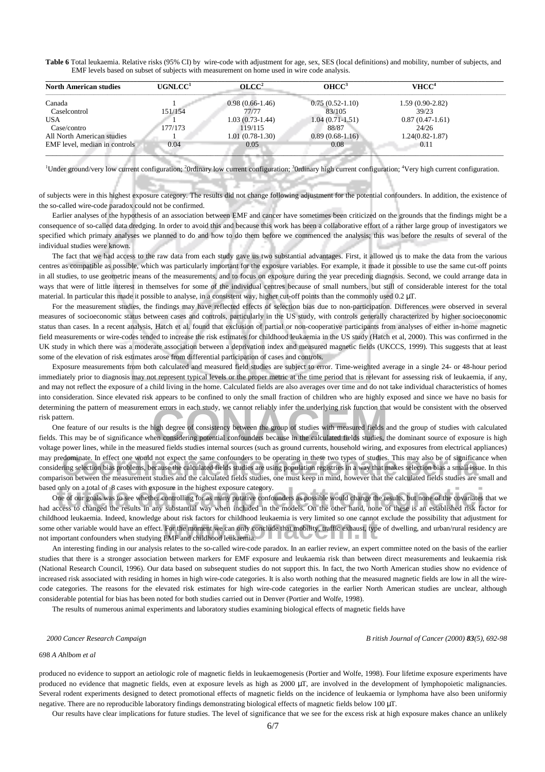**Table 6** Total leukaemia. Relative risks (95% CI) by wire-code with adjustment for age, sex, SES (local definitions) and mobility, number of subjects, and EMF levels based on subset of subjects with measurement on home used in wire code analysis.

| North American studies | UGNLCC[1] | OLCC[2] | OHCC[3] | VHCC[4] |
|---|---|---|---|---|
| Canada | 1 | 0.98 (0.66-1.46) | 0.75 (0.52-1.10) | 1.59 (0.90-2.82) |
| Caselcontrol | 151/154 | 77/77 | 83/105 | 39/23 |
| USA | 1 | 1.03 (0.73-1.44) | 1.04 (0.71-1.51) | 0.87 (0.47-1.61) |
| Case/contro | 177/173 | 119/115 | 88/87 | 24/26 |
| All North American studies | 1 | 1.01 (0.78-1.30) | 0.89 (0.68-1.16) | 1.24(0.82-1.87) |
| EMF level, median in controls | 0.04 | 0.05 | 0.08 | 0.11 |

[1]Under ground/very low current configuration; [2]0rdinary low current configuration; [3]0rdinary high current configuration; [4]Very high current configuration.

of subjects were in this highest exposure category. The results did not change following adjustment for the potential confounders. In addition, the existence of the so-called wire-code paradox could not be confirmed.

Earlier analyses of the hypothesis of an association between EMF and cancer have sometimes been criticized on the grounds that the findings might be a consequence of so-called data dredging. In order to avoid this and because this work has been a collaborative effort of a rather large group of investigators we specified which primary analyses we planned to do and how to do them before we commenced the analysis; this was before the results of several of the individual studies were known.

The fact that we had access to the raw data from each study gave us two substantial advantages. First, it allowed us to make the data from the various centres as compatible as possible, which was particularly important for the exposure variables. For example, it made it possible to use the same cut-off points in all studies, to use geometric means of the measurements, and to focus on exposure during the year preceding diagnosis. Second, we could arrange data in ways that were of little interest in themselves for some of the individual centres because of small numbers, but still of considerable interest for the total material. In particular this made it possible to analyse, in a consistent way, higher cut-off points than the commonly used 0.2 μT.

For the measurement studies, the findings may have reflected effects of selection bias due to non-participation. Differences were observed in several measures of socioeconomic status between cases and controls, particularly in the US study, with controls generally characterized by higher socioeconomic status than cases. In a recent analysis, Hatch et al. found that exclusion of partial or non-cooperative participants from analyses of either in-home magnetic field measurements or wire-codes tended to increase the risk estimates for childhood leukaemia in the US study (Hatch et al, 2000). This was confirmed in the UK study in which there was a moderate association between a deprivation index and measured magnetic fields (UKCCS, 1999). This suggests that at least some of the elevation of risk estimates arose from differential participation of cases and controls.

Exposure measurements from both calculated and measured field studies are subject to error. Time-weighted average in a single 24- or 48-hour period immediately prior to diagnosis may not represent typical levels or the proper metric at the time period that is relevant for assessing risk of leukaemia, if any, and may not reflect the exposure of a child living in the home. Calculated fields are also averages over time and do not take individual characteristics of homes into consideration. Since elevated risk appears to be confined to only the small fraction of children who are highly exposed and since we have no basis for determining the pattern of measurement errors in each study, we cannot reliably infer the underlying risk function that would be consistent with the observed risk pattern.

One feature of our results is the high degree of consistency between the group of studies with measured fields and the group of studies with calculated fields. This may be of significance when considering potential confounders because in the calculated fields studies, the dominant source of exposure is high voltage power lines, while in the measured fields studies internal sources (such as ground currents, household wiring, and exposures from electrical appliances) may predominate. In effect one would not expect the same confounders to be operating in these two types of studies. This may also be of significance when considering selection bias problems, because the calculated fields studies are using population registries in a way that makes selection bias a small issue. In this comparison between the measurement studies and the calculated fields studies, one must keep in mind, however that the calculated fields studies are small and based only on a total of 8 cases with exposure in the highest exposure category.

One of our goals was to see whether controlling for as many putative confounders as possible would change the results, but none of the covariates that we had access to changed the results in any substantial way when included in the models. On the other hand, none of these is an established risk factor for childhood leukaemia. Indeed, knowledge about risk factors for childhood leukaemia is very limited so one cannot exclude the possibility that adjustment for some other variable would have an effect. For the moment we can only conclude that mobility, traffic exhaust, type of dwelling, and urban/rural residency are not important confounders when studying EMF and childhood leukaemia.

An interesting finding in our analysis relates to the so-called wire-code paradox. In an earlier review, an expert committee noted on the basis of the earlier studies that there is a stronger association between markers for EMF exposure and leukaemia risk than between direct measurements and leukaemia risk (National Research Council, 1996). Our data based on subsequent studies do not support this. In fact, the two North American studies show no evidence of increased risk associated with residing in homes in high wire-code categories. It is also worth nothing that the measured magnetic fields are low in all the wire-code categories. The reasons for the elevated risk estimates for high wire-code categories in the earlier North American studies are unclear, although considerable potential for bias has been noted for both studies carried out in Denver (Portier and Wolfe, 1998).

The results of numerous animal experiments and laboratory studies examining biological effects of magnetic fields have produced no evidence to support an aetiologic role of magnetic fields in leukaemogenesis (Portier and Wolfe, 1998). Four lifetime exposure experiments have produced no evidence that magnetic fields, even at exposure levels as high as 2000 μT, are involved in the development of lymphopoietic malignancies. Several rodent experiments designed to detect promotional effects of magnetic fields on the incidence of leukaemia or lymphoma have also been uniformiy negative. There are no reproducible laboratory findings demonstrating biological effects of magnetic fields below 100 μT.

Our results have clear implications for future studies. The level of significance that we see for the excess risk at high exposure makes chance an unlikely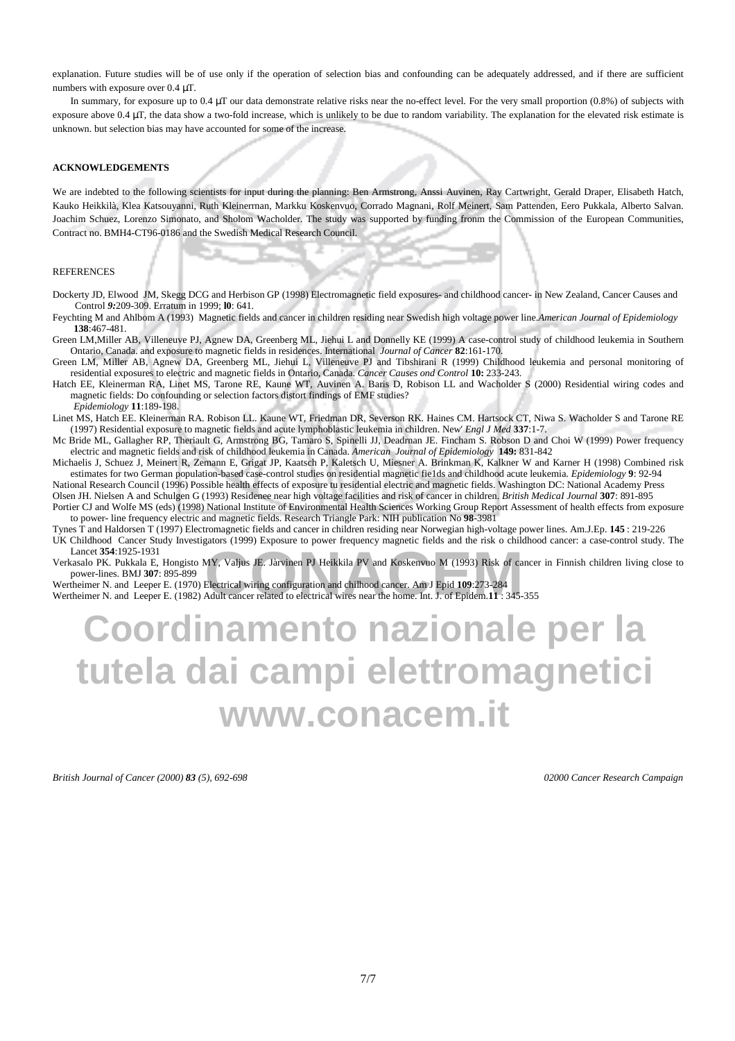explanation. Future studies will be of use only if the operation of selection bias and confounding can be adequately addressed, and if there are sufficient numbers with exposure over 0.4 μT.

In summary, for exposure up to 0.4 μT our data demonstrate relative risks near the no-effect level. For the very small proportion (0.8%) of subjects with exposure above 0.4 μT, the data show a two-fold increase, which is unlikely to be due to random variability. The explanation for the elevated risk estimate is unknown. but selection bias may have accounted for some of the increase.

## ACKNOWLEDGEMENTS

We are indebted to the following scientists for input during the planning: Ben Armstrong, Anssi Auvinen, Ray Cartwright, Gerald Draper, Elisabeth Hatch, Kauko Heikkilà, Klea Katsouyanni, Ruth Kleinerman, Markku Koskenvuo, Corrado Magnani, Rolf Meinert, Sam Pattenden, Eero Pukkala, Alberto Salvan. Joachim Schuez, Lorenzo Simonato, and Sholom Wacholder. The study was supported by funding fronm the Commission of the European Communities, Contract no. BMH4-CT96-0186 and the Swedish Medical Research Council.

## REFERENCES

Dockerty JD, Elwood JM, Skegg DCG and Herbison GP (1998) Electromagnetic field exposures- and childhood cancer- in New Zealand, Cancer Causes and Control *9:*209-309. Erratum in 1999; **l0**: 641.

Feychting M and Ahlbom A (1993) Magnetic fields and cancer in children residing near Swedish high voltage power line.*American Journal of Epidemiology* **138**:467-481.

Green LM,Miller AB, Villeneuve PJ, Agnew DA, Greenberg ML, Jiehui L and Donnelly KE (1999) A case-control study of childhood leukemia in Southern Ontario, Canada. and exposure to magnetic fields in residences. International *Journal of Cancer* **82**:161-170.

Green LM, Miller AB, Agnew DA, Greenberg ML, Jiehui L, Villeneuve PJ and Tibshirani R (1999) Childhood leukemia and personal monitoring of residential exposures to electric and magnetic fields in Ontario, Canada. *Cancer Causes ond Control* **10:** 233-243.

Hatch EE, Kleinerman RA, Linet MS, Tarone RE, Kaune WT, Auvinen A. Baris D, Robison LL and Wacholder S (2000) Residential wiring codes and magnetic fields: Do confounding or selection factors distort findings of EMF studies? *Epidemiology* **11**:189-198.

Linet MS, Hatch EE. Kleinerman RA. Robison LL. Kaune WT, Friedman DR, Severson RK. Haines CM. Hartsock CT, Niwa S. Wacholder S and Tarone RE (1997) Residential exposure to magnetic fields and acute lymphoblastic leukemia in children. New' *Engl J Med* **337**:1-7.

Mc Bride ML, Gallagher RP, Theriault G, Armstrong BG, Tamaro S, Spinelli JJ, Deadrnan JE. Fincham S. Robson D and Choi W (1999) Power frequency electric and magnetic fields and risk of childhood leukemia in Canada. *American Journal of Epidemiology* **149:** 831-842

Michaelis J, Schuez J, Meinert R, Zemann E, Grigat JP, Kaatsch P, Kaletsch U, Miesner A. Brinkman K, Kalkner W and Karner H (1998) Combined risk estimates for two German population-based case-control studies on residential magnetic fie1ds and childhood acute leukemia. *Epidemiology* **9**: 92-94

National Research Council (1996) Possible health effects of exposure tu residential electric and magnetic fields. Washington DC: National Academy Press

Olsen JH. Nielsen A and Schulgen G (1993) Residenee near high voltage facilities and risk of cancer in children. *British Medical Journal* **307**: 891-895

Portier CJ and Wolfe MS (eds) (1998) National Institute of Environmental Health Sciences Working Group Report Assessment of health effects from exposure to power- line frequency electric and magnetic fields. Research Triangle Park: NIH publication No **98**-3981

Tynes T and Haldorsen T (1997) Electromagnetic fields and cancer in children residing near Norwegian high-voltage power lines. Am.J.Ep. **145** : 219-226

UK Childhood Cancer Study Investigators (1999) Exposure to power frequency magnetic fields and the risk o childhood cancer: a case-control study. The Lancet **354**:1925-1931

Verkasalo PK. Pukkala E, Hongisto MY, Valjus JE. Jàrvinen PJ Heikkila PV and Koskenvuo M (1993) Risk of cancer in Finnish children living close to power-lines. BMJ **307**: 895-899

Wertheimer N. and Leeper E. (1970) Electrical wiring configuration and chilhood cancer. Am J Epid **109**:273-284

Wertheimer N. and Leeper E. (1982) Adult cancer related to electrical wires near the home. Int. J. of Epidem.**11** : 345-355

*British Journal of Cancer (2000)* ***83*** *(5), 692-698* *02000 Cancer Research Campaign*